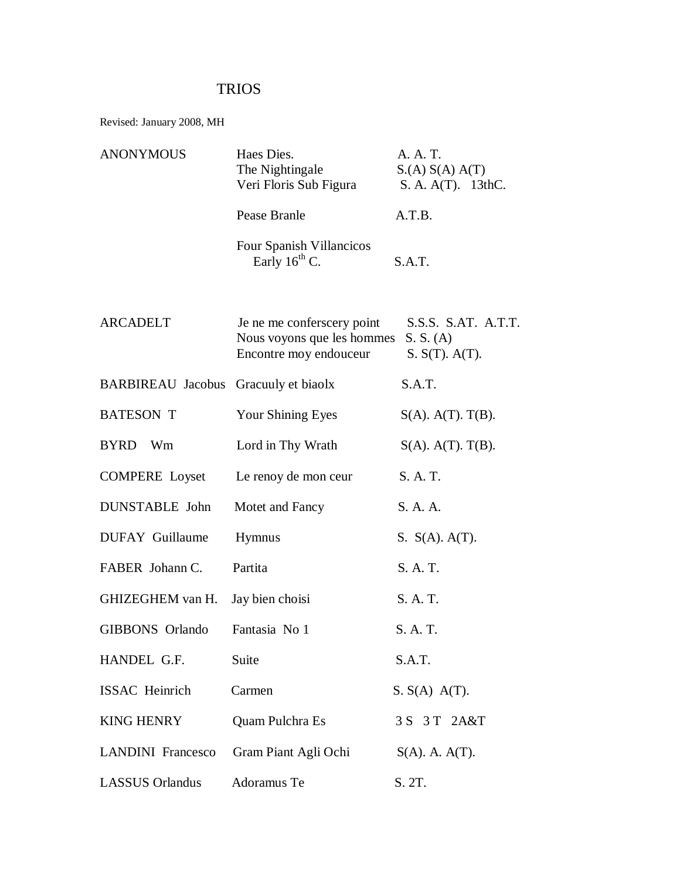# TRIOS

Revised: January 2008, MH

| | | |
|---|---|---|
| ANONYMOUS | Haes Dies. | A. A. T. |
| | The Nightingale | S.(A) S(A) A(T) |
| | Veri Floris Sub Figura | S. A. A(T). 13thC. |
| | Pease Branle | A.T.B. |
| | Four Spanish Villancicos Early 16th C. | S.A.T. |
| ARCADELT | Je ne me conferscery point | S.S.S. S.AT. A.T.T. |
| | Nous voyons que les hommes | S. S. (A) |
| | Encontre moy endouceur | S. S(T). A(T). |
| BARBIREAU Jacobus | Gracuuly et biaolx | S.A.T. |
| BATESON T | Your Shining Eyes | S(A). A(T). T(B). |
| BYRD Wm | Lord in Thy Wrath | S(A). A(T). T(B). |
| COMPERE Loyset | Le renoy de mon ceur | S. A. T. |
| DUNSTABLE John | Motet and Fancy | S. A. A. |
| DUFAY Guillaume | Hymnus | S. S(A). A(T). |
| FABER Johann C. | Partita | S. A. T. |
| GHIZEGHEM van H. | Jay bien choisi | S. A. T. |
| GIBBONS Orlando | Fantasia No 1 | S. A. T. |
| HANDEL G.F. | Suite | S.A.T. |
| ISSAC Heinrich | Carmen | S. S(A) A(T). |
| KING HENRY | Quam Pulchra Es | 3 S 3 T 2A&T |
| LANDINI Francesco | Gram Piant Agli Ochi | S(A). A. A(T). |
| LASSUS Orlandus | Adoramus Te | S. 2T. |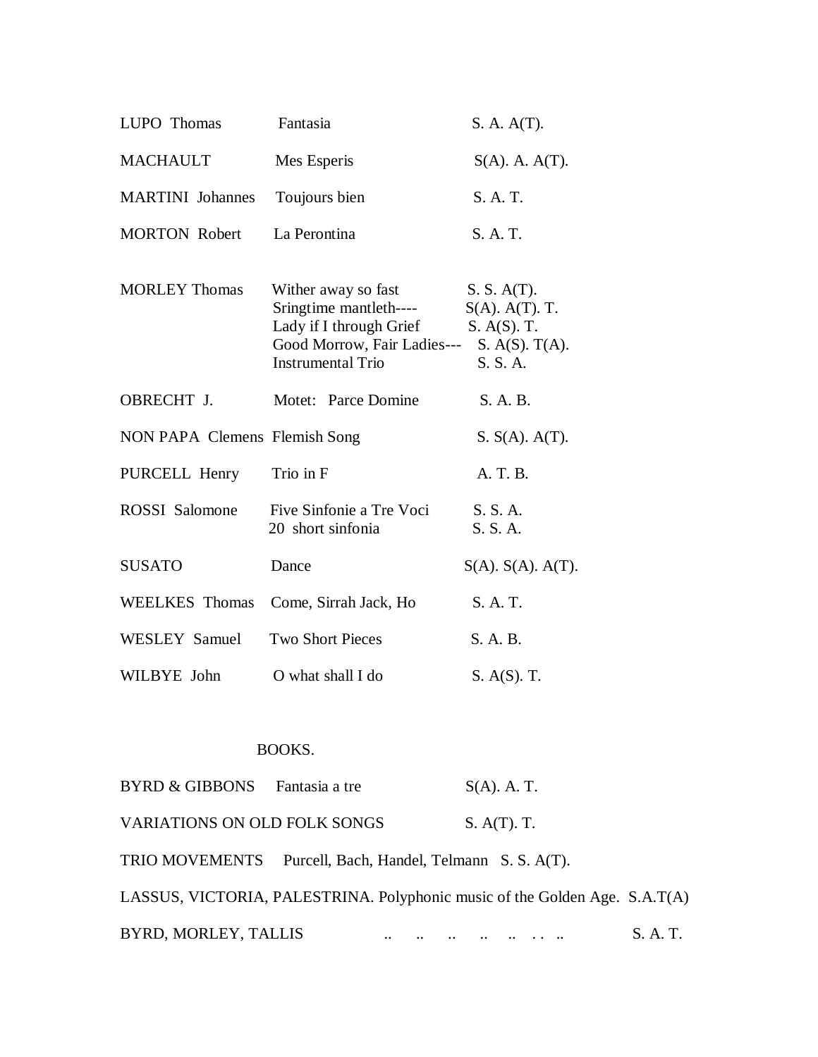| | | |
|---|---|---|
| LUPO Thomas | Fantasia | S. A. A(T). |
| MACHAULT | Mes Esperis | S(A). A. A(T). |
| MARTINI Johannes | Toujours bien | S. A. T. |
| MORTON Robert | La Perontina | S. A. T. |
| MORLEY Thomas | Wither away so fast | S. S. A(T). |
| | Sringtime mantleth---- | S(A). A(T). T. |
| | Lady if I through Grief | S. A(S). T. |
| | Good Morrow, Fair Ladies--- | S. A(S). T(A). |
| | Instrumental Trio | S. S. A. |
| OBRECHT J. | Motet: Parce Domine | S. A. B. |
| NON PAPA Clemens | Flemish Song | S. S(A). A(T). |
| PURCELL Henry | Trio in F | A. T. B. |
| ROSSI Salomone | Five Sinfonie a Tre Voci | S. S. A. |
| | 20 short sinfonia | S. S. A. |
| SUSATO | Dance | S(A). S(A). A(T). |
| WEELKES Thomas | Come, Sirrah Jack, Ho | S. A. T. |
| WESLEY Samuel | Two Short Pieces | S. A. B. |
| WILBYE John | O what shall I do | S. A(S). T. |

## BOOKS.

BYRD & GIBBONS Fantasia a tre S(A). A. T.

VARIATIONS ON OLD FOLK SONGS S. A(T). T.

TRIO MOVEMENTS Purcell, Bach, Handel, Telmann S. S. A(T).

LASSUS, VICTORIA, PALESTRINA. Polyphonic music of the Golden Age. S.A.T(A)

BYRD, MORLEY, TALLIS .. .. .. .. .. . . .. S. A. T.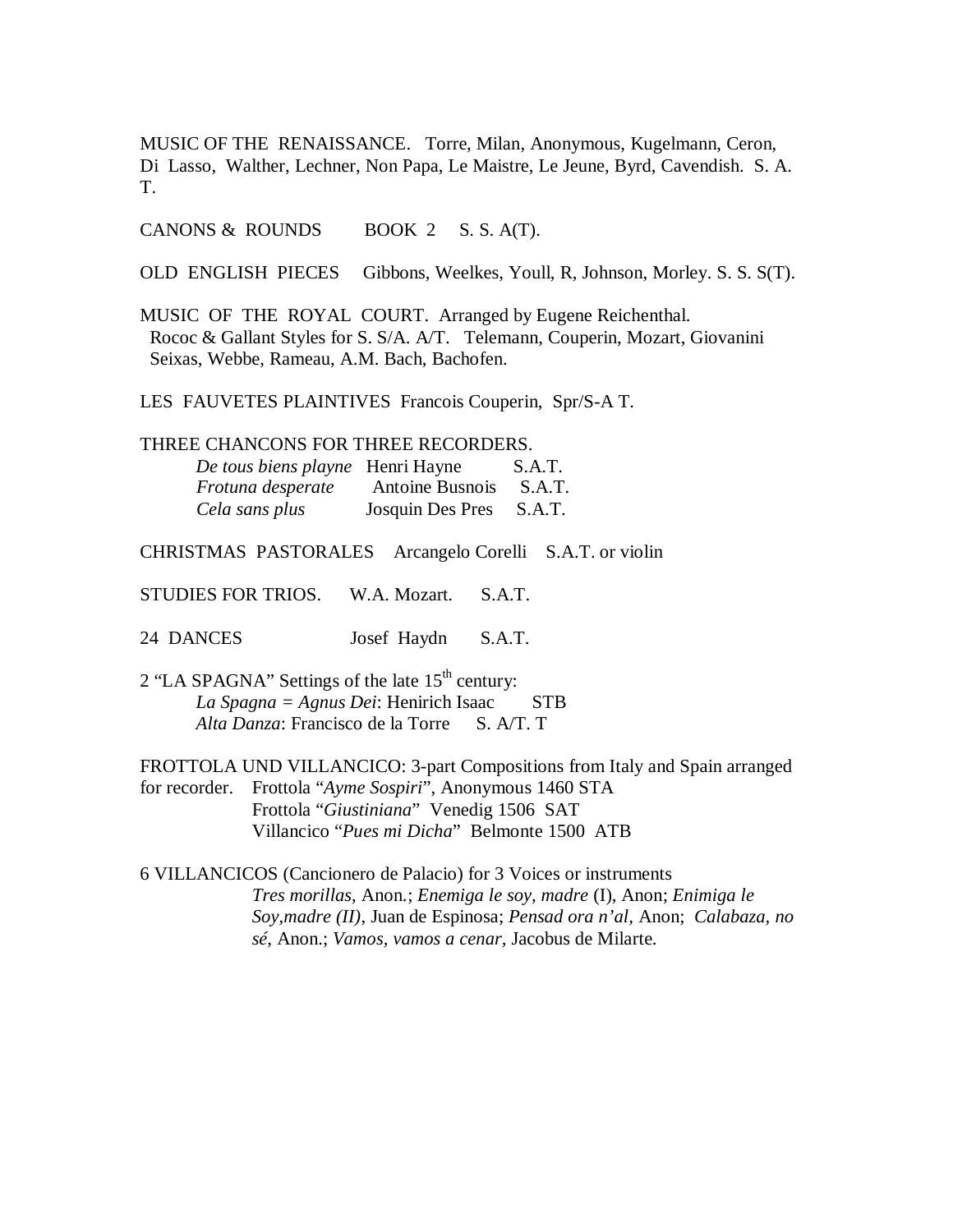MUSIC OF THE RENAISSANCE. Torre, Milan, Anonymous, Kugelmann, Ceron, Di Lasso, Walther, Lechner, Non Papa, Le Maistre, Le Jeune, Byrd, Cavendish. S. A. T.

CANONS & ROUNDS BOOK 2 S. S. A(T).

OLD ENGLISH PIECES Gibbons, Weelkes, Youll, R, Johnson, Morley. S. S. S(T).

MUSIC OF THE ROYAL COURT. Arranged by Eugene Reichenthal.
Rococ & Gallant Styles for S. S/A. A/T. Telemann, Couperin, Mozart, Giovanini Seixas, Webbe, Rameau, A.M. Bach, Bachofen.

LES FAUVETES PLAINTIVES Francois Couperin, Spr/S-A T.

THREE CHANCONS FOR THREE RECORDERS.

*De tous biens playne* Henri Hayne S.A.T.
*Frotuna desperate* Antoine Busnois S.A.T.
*Cela sans plus* Josquin Des Pres S.A.T.

CHRISTMAS PASTORALES Arcangelo Corelli S.A.T. or violin

STUDIES FOR TRIOS. W.A. Mozart. S.A.T.

24 DANCES Josef Haydn S.A.T.

2 "LA SPAGNA" Settings of the late 15th century:

*La Spagna = Agnus Dei*: Henirich Isaac STB
*Alta Danza*: Francisco de la Torre S. A/T. T

FROTTOLA UND VILLANCICO: 3-part Compositions from Italy and Spain arranged for recorder.

Frottola "*Ayme Sospiri*", Anonymous 1460 STA
Frottola "*Giustiniana*" Venedig 1506 SAT
Villancico "*Pues mi Dicha*" Belmonte 1500 ATB

6 VILLANCICOS (Cancionero de Palacio) for 3 Voices or instruments

*Tres morillas*, Anon.; *Enemiga le soy, madre* (I), Anon; *Enimiga le Soy,madre (II)*, Juan de Espinosa; *Pensad ora n'al*, Anon; *Calabaza, no sé*, Anon.; *Vamos, vamos a cenar*, Jacobus de Milarte.